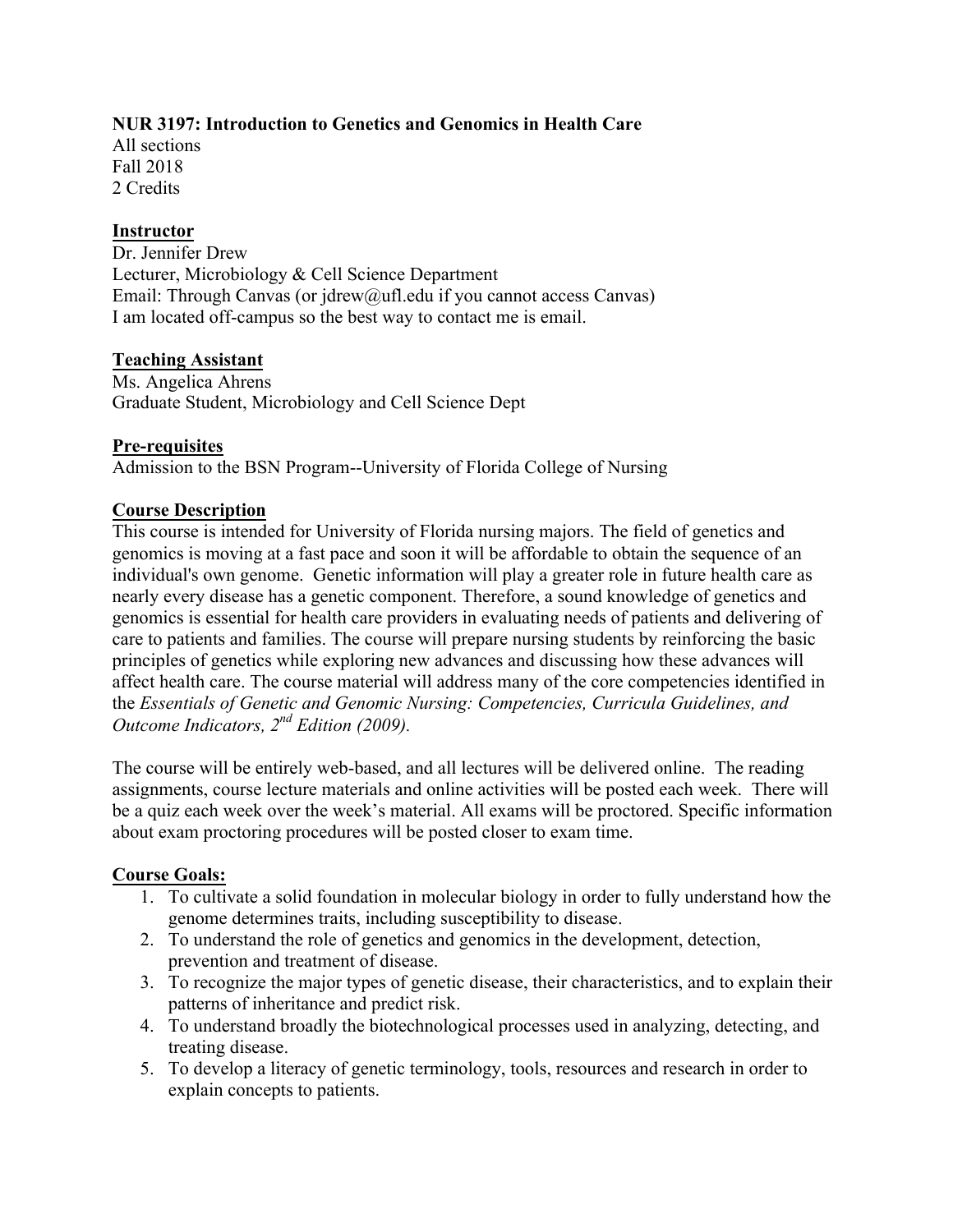**NUR 3197: Introduction to Genetics and Genomics in Health Care**
All sections
Fall 2018
2 Credits

## Instructor

Dr. Jennifer Drew
Lecturer, Microbiology & Cell Science Department
Email: Through Canvas (or jdrew@ufl.edu if you cannot access Canvas)
I am located off-campus so the best way to contact me is email.

## Teaching Assistant

Ms. Angelica Ahrens
Graduate Student, Microbiology and Cell Science Dept

## Pre-requisites

Admission to the BSN Program--University of Florida College of Nursing

## Course Description

This course is intended for University of Florida nursing majors. The field of genetics and genomics is moving at a fast pace and soon it will be affordable to obtain the sequence of an individual's own genome. Genetic information will play a greater role in future health care as nearly every disease has a genetic component. Therefore, a sound knowledge of genetics and genomics is essential for health care providers in evaluating needs of patients and delivering of care to patients and families. The course will prepare nursing students by reinforcing the basic principles of genetics while exploring new advances and discussing how these advances will affect health care. The course material will address many of the core competencies identified in the *Essentials of Genetic and Genomic Nursing: Competencies, Curricula Guidelines, and Outcome Indicators, 2nd Edition (2009).*

The course will be entirely web-based, and all lectures will be delivered online. The reading assignments, course lecture materials and online activities will be posted each week. There will be a quiz each week over the week's material. All exams will be proctored. Specific information about exam proctoring procedures will be posted closer to exam time.

## Course Goals:

1. To cultivate a solid foundation in molecular biology in order to fully understand how the genome determines traits, including susceptibility to disease.
2. To understand the role of genetics and genomics in the development, detection, prevention and treatment of disease.
3. To recognize the major types of genetic disease, their characteristics, and to explain their patterns of inheritance and predict risk.
4. To understand broadly the biotechnological processes used in analyzing, detecting, and treating disease.
5. To develop a literacy of genetic terminology, tools, resources and research in order to explain concepts to patients.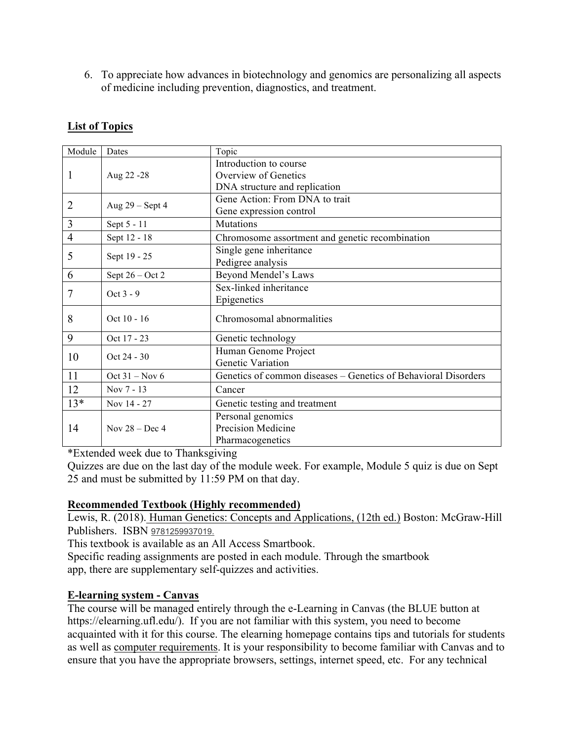6. To appreciate how advances in biotechnology and genomics are personalizing all aspects of medicine including prevention, diagnostics, and treatment.

## List of Topics

| Module | Dates | Topic |
|---|---|---|
| 1 | Aug 22 -28 | Introduction to course<br>Overview of Genetics<br>DNA structure and replication |
| 2 | Aug 29 – Sept 4 | Gene Action: From DNA to trait<br>Gene expression control |
| 3 | Sept 5 - 11 | Mutations |
| 4 | Sept 12 - 18 | Chromosome assortment and genetic recombination |
| 5 | Sept 19 - 25 | Single gene inheritance<br>Pedigree analysis |
| 6 | Sept 26 – Oct 2 | Beyond Mendel's Laws |
| 7 | Oct 3 - 9 | Sex-linked inheritance<br>Epigenetics |
| 8 | Oct 10 - 16 | Chromosomal abnormalities |
| 9 | Oct 17 - 23 | Genetic technology |
| 10 | Oct 24 - 30 | Human Genome Project<br>Genetic Variation |
| 11 | Oct 31 – Nov 6 | Genetics of common diseases – Genetics of Behavioral Disorders |
| 12 | Nov 7 - 13 | Cancer |
| 13* | Nov 14 - 27 | Genetic testing and treatment |
| 14 | Nov 28 – Dec 4 | Personal genomics<br>Precision Medicine<br>Pharmacogenetics |

*Extended week due to Thanksgiving

Quizzes are due on the last day of the module week. For example, Module 5 quiz is due on Sept 25 and must be submitted by 11:59 PM on that day.

## Recommended Textbook (Highly recommended)

Lewis, R. (2018). Human Genetics: Concepts and Applications, (12th ed.) Boston: McGraw-Hill Publishers. ISBN 9781259937019.

This textbook is available as an All Access Smartbook.

Specific reading assignments are posted in each module. Through the smartbook app, there are supplementary self-quizzes and activities.

## E-learning system - Canvas

The course will be managed entirely through the e-Learning in Canvas (the BLUE button at https://elearning.ufl.edu/). If you are not familiar with this system, you need to become acquainted with it for this course. The elearning homepage contains tips and tutorials for students as well as computer requirements. It is your responsibility to become familiar with Canvas and to ensure that you have the appropriate browsers, settings, internet speed, etc. For any technical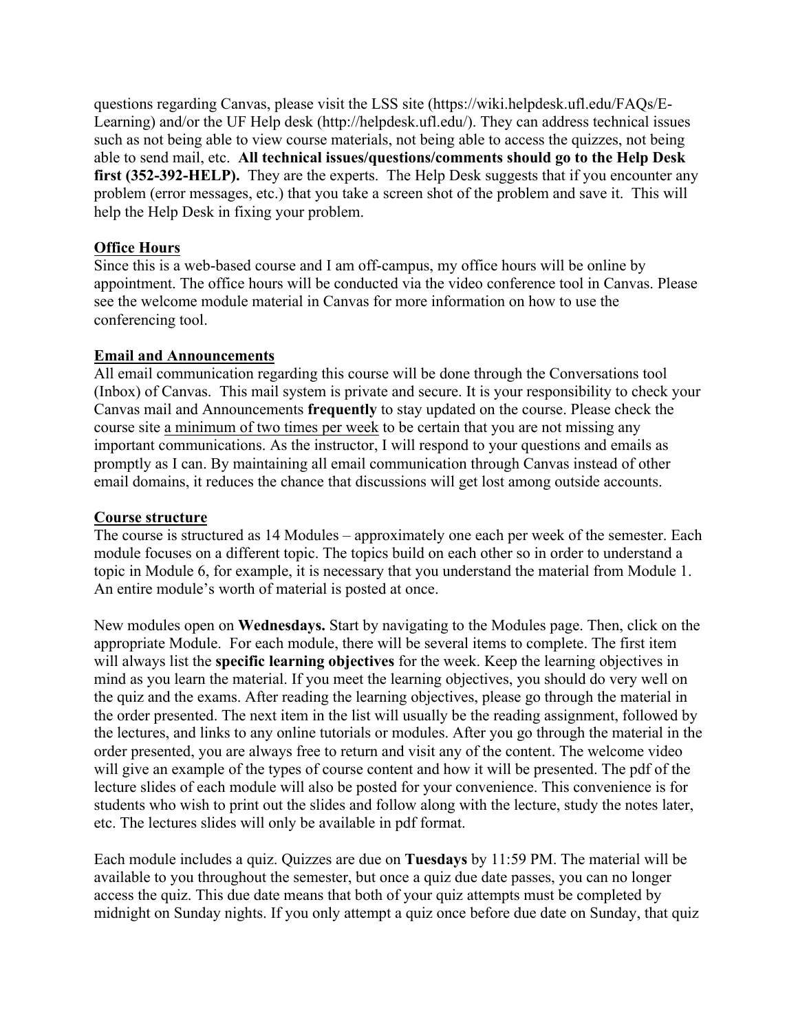questions regarding Canvas, please visit the LSS site (https://wiki.helpdesk.ufl.edu/FAQs/E-Learning) and/or the UF Help desk (http://helpdesk.ufl.edu/). They can address technical issues such as not being able to view course materials, not being able to access the quizzes, not being able to send mail, etc. **All technical issues/questions/comments should go to the Help Desk first (352-392-HELP).** They are the experts. The Help Desk suggests that if you encounter any problem (error messages, etc.) that you take a screen shot of the problem and save it. This will help the Help Desk in fixing your problem.

## Office Hours

Since this is a web-based course and I am off-campus, my office hours will be online by appointment. The office hours will be conducted via the video conference tool in Canvas. Please see the welcome module material in Canvas for more information on how to use the conferencing tool.

## Email and Announcements

All email communication regarding this course will be done through the Conversations tool (Inbox) of Canvas. This mail system is private and secure. It is your responsibility to check your Canvas mail and Announcements **frequently** to stay updated on the course. Please check the course site a minimum of two times per week to be certain that you are not missing any important communications. As the instructor, I will respond to your questions and emails as promptly as I can. By maintaining all email communication through Canvas instead of other email domains, it reduces the chance that discussions will get lost among outside accounts.

## Course structure

The course is structured as 14 Modules – approximately one each per week of the semester. Each module focuses on a different topic. The topics build on each other so in order to understand a topic in Module 6, for example, it is necessary that you understand the material from Module 1. An entire module's worth of material is posted at once.

New modules open on **Wednesdays.** Start by navigating to the Modules page. Then, click on the appropriate Module. For each module, there will be several items to complete. The first item will always list the **specific learning objectives** for the week. Keep the learning objectives in mind as you learn the material. If you meet the learning objectives, you should do very well on the quiz and the exams. After reading the learning objectives, please go through the material in the order presented. The next item in the list will usually be the reading assignment, followed by the lectures, and links to any online tutorials or modules. After you go through the material in the order presented, you are always free to return and visit any of the content. The welcome video will give an example of the types of course content and how it will be presented. The pdf of the lecture slides of each module will also be posted for your convenience. This convenience is for students who wish to print out the slides and follow along with the lecture, study the notes later, etc. The lectures slides will only be available in pdf format.

Each module includes a quiz. Quizzes are due on **Tuesdays** by 11:59 PM. The material will be available to you throughout the semester, but once a quiz due date passes, you can no longer access the quiz. This due date means that both of your quiz attempts must be completed by midnight on Sunday nights. If you only attempt a quiz once before due date on Sunday, that quiz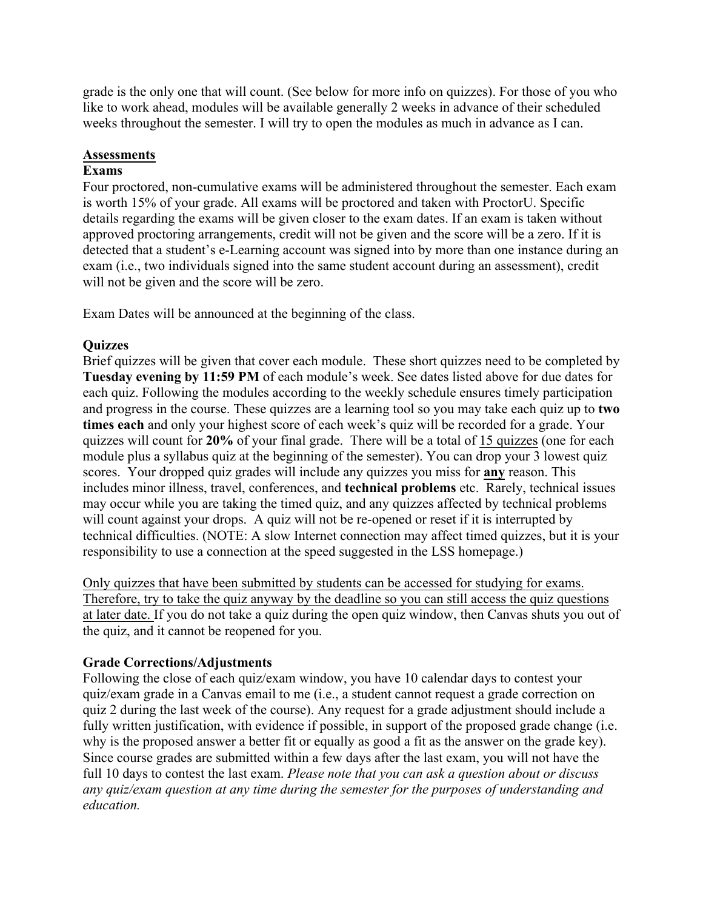grade is the only one that will count. (See below for more info on quizzes). For those of you who like to work ahead, modules will be available generally 2 weeks in advance of their scheduled weeks throughout the semester. I will try to open the modules as much in advance as I can.

## <u>Assessments</u>

### Exams

Four proctored, non-cumulative exams will be administered throughout the semester. Each exam is worth 15% of your grade. All exams will be proctored and taken with ProctorU. Specific details regarding the exams will be given closer to the exam dates. If an exam is taken without approved proctoring arrangements, credit will not be given and the score will be a zero. If it is detected that a student's e-Learning account was signed into by more than one instance during an exam (i.e., two individuals signed into the same student account during an assessment), credit will not be given and the score will be zero.

Exam Dates will be announced at the beginning of the class.

### Quizzes

Brief quizzes will be given that cover each module. These short quizzes need to be completed by **Tuesday evening by 11:59 PM** of each module's week. See dates listed above for due dates for each quiz. Following the modules according to the weekly schedule ensures timely participation and progress in the course. These quizzes are a learning tool so you may take each quiz up to **two times each** and only your highest score of each week's quiz will be recorded for a grade. Your quizzes will count for **20%** of your final grade. There will be a total of <u>15 quizzes</u> (one for each module plus a syllabus quiz at the beginning of the semester). You can drop your 3 lowest quiz scores. Your dropped quiz grades will include any quizzes you miss for <u>**any**</u> reason. This includes minor illness, travel, conferences, and **technical problems** etc. Rarely, technical issues may occur while you are taking the timed quiz, and any quizzes affected by technical problems will count against your drops. A quiz will not be re-opened or reset if it is interrupted by technical difficulties. (NOTE: A slow Internet connection may affect timed quizzes, but it is your responsibility to use a connection at the speed suggested in the LSS homepage.)

<u>Only quizzes that have been submitted by students can be accessed for studying for exams. Therefore, try to take the quiz anyway by the deadline so you can still access the quiz questions at later date.</u> If you do not take a quiz during the open quiz window, then Canvas shuts you out of the quiz, and it cannot be reopened for you.

### Grade Corrections/Adjustments

Following the close of each quiz/exam window, you have 10 calendar days to contest your quiz/exam grade in a Canvas email to me (i.e., a student cannot request a grade correction on quiz 2 during the last week of the course). Any request for a grade adjustment should include a fully written justification, with evidence if possible, in support of the proposed grade change (i.e. why is the proposed answer a better fit or equally as good a fit as the answer on the grade key). Since course grades are submitted within a few days after the last exam, you will not have the full 10 days to contest the last exam. *Please note that you can ask a question about or discuss any quiz/exam question at any time during the semester for the purposes of understanding and education.*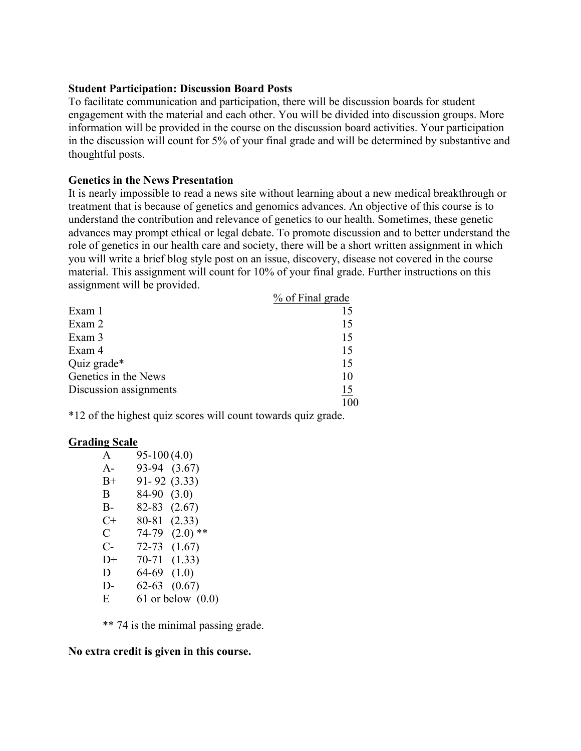**Student Participation: Discussion Board Posts**

To facilitate communication and participation, there will be discussion boards for student engagement with the material and each other. You will be divided into discussion groups. More information will be provided in the course on the discussion board activities. Your participation in the discussion will count for 5% of your final grade and will be determined by substantive and thoughtful posts.

**Genetics in the News Presentation**

It is nearly impossible to read a news site without learning about a new medical breakthrough or treatment that is because of genetics and genomics advances. An objective of this course is to understand the contribution and relevance of genetics to our health. Sometimes, these genetic advances may prompt ethical or legal debate. To promote discussion and to better understand the role of genetics in our health care and society, there will be a short written assignment in which you will write a brief blog style post on an issue, discovery, disease not covered in the course material. This assignment will count for 10% of your final grade. Further instructions on this assignment will be provided.

| | % of Final grade |
|---|---|
| Exam 1 | 15 |
| Exam 2 | 15 |
| Exam 3 | 15 |
| Exam 4 | 15 |
| Quiz grade* | 15 |
| Genetics in the News | 10 |
| Discussion assignments | 15 |
| | 100 |

*12 of the highest quiz scores will count towards quiz grade.

**Grading Scale**

| | | |
|---|---|---|
| A | 95-100 | (4.0) |
| A- | 93-94 | (3.67) |
| B+ | 91- 92 | (3.33) |
| B | 84-90 | (3.0) |
| B- | 82-83 | (2.67) |
| C+ | 80-81 | (2.33) |
| C | 74-79 | (2.0) ** |
| C- | 72-73 | (1.67) |
| D+ | 70-71 | (1.33) |
| D | 64-69 | (1.0) |
| D- | 62-63 | (0.67) |
| E | 61 or below | (0.0) |

** 74 is the minimal passing grade.

**No extra credit is given in this course.**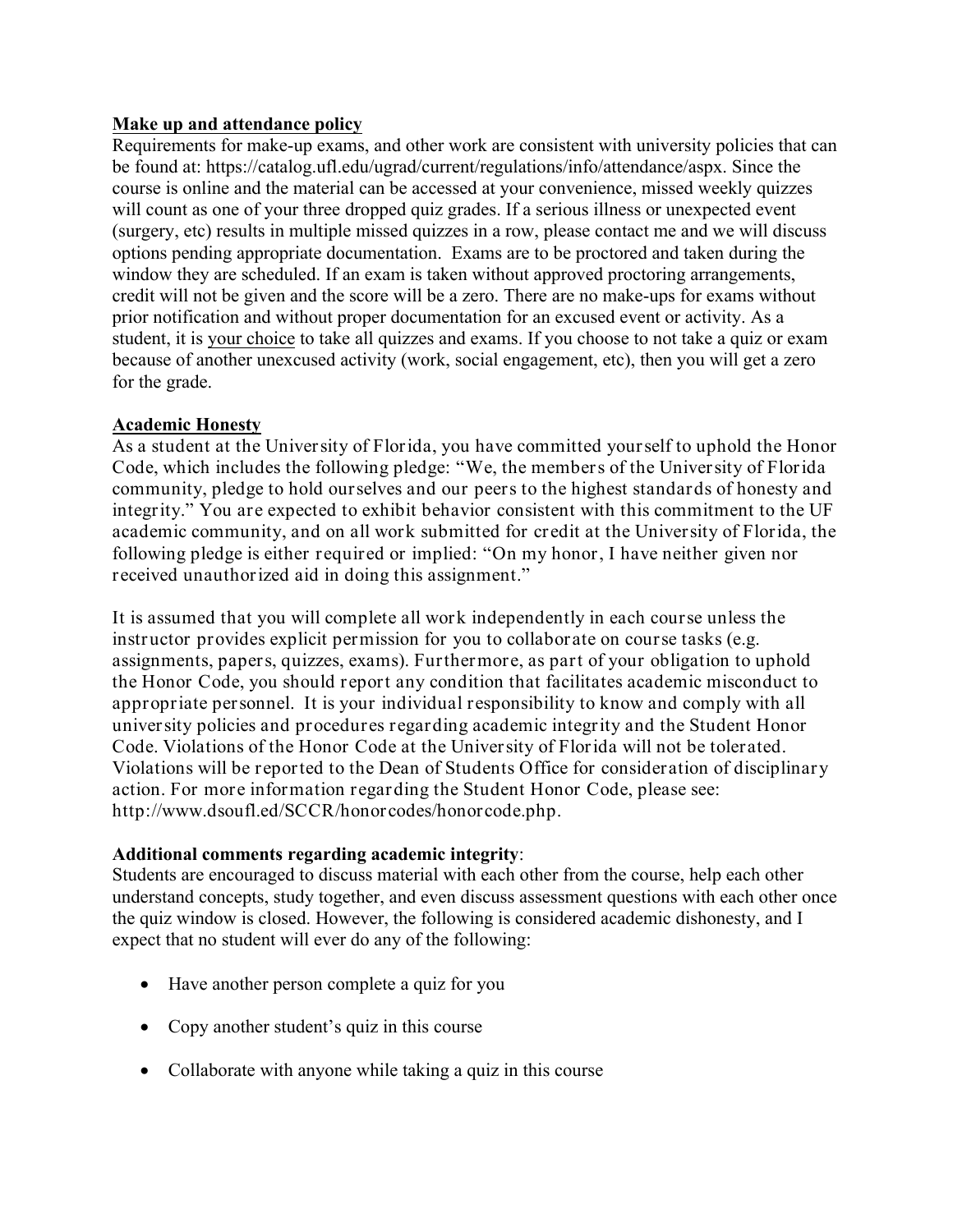**Make up and attendance policy**

Requirements for make-up exams, and other work are consistent with university policies that can be found at: https://catalog.ufl.edu/ugrad/current/regulations/info/attendance/aspx. Since the course is online and the material can be accessed at your convenience, missed weekly quizzes will count as one of your three dropped quiz grades. If a serious illness or unexpected event (surgery, etc) results in multiple missed quizzes in a row, please contact me and we will discuss options pending appropriate documentation. Exams are to be proctored and taken during the window they are scheduled. If an exam is taken without approved proctoring arrangements, credit will not be given and the score will be a zero. There are no make-ups for exams without prior notification and without proper documentation for an excused event or activity. As a student, it is your choice to take all quizzes and exams. If you choose to not take a quiz or exam because of another unexcused activity (work, social engagement, etc), then you will get a zero for the grade.

**Academic Honesty**

As a student at the University of Florida, you have committed yourself to uphold the Honor Code, which includes the following pledge: "We, the members of the University of Florida community, pledge to hold ourselves and our peers to the highest standards of honesty and integrity." You are expected to exhibit behavior consistent with this commitment to the UF academic community, and on all work submitted for credit at the University of Florida, the following pledge is either required or implied: "On my honor, I have neither given nor received unauthorized aid in doing this assignment."

It is assumed that you will complete all work independently in each course unless the instructor provides explicit permission for you to collaborate on course tasks (e.g. assignments, papers, quizzes, exams). Furthermore, as part of your obligation to uphold the Honor Code, you should report any condition that facilitates academic misconduct to appropriate personnel. It is your individual responsibility to know and comply with all university policies and procedures regarding academic integrity and the Student Honor Code. Violations of the Honor Code at the University of Florida will not be tolerated. Violations will be reported to the Dean of Students Office for consideration of disciplinary action. For more information regarding the Student Honor Code, please see: http://www.dsoufl.ed/SCCR/honorcodes/honorcode.php.

**Additional comments regarding academic integrity**:

Students are encouraged to discuss material with each other from the course, help each other understand concepts, study together, and even discuss assessment questions with each other once the quiz window is closed. However, the following is considered academic dishonesty, and I expect that no student will ever do any of the following:

- Have another person complete a quiz for you
- Copy another student's quiz in this course
- Collaborate with anyone while taking a quiz in this course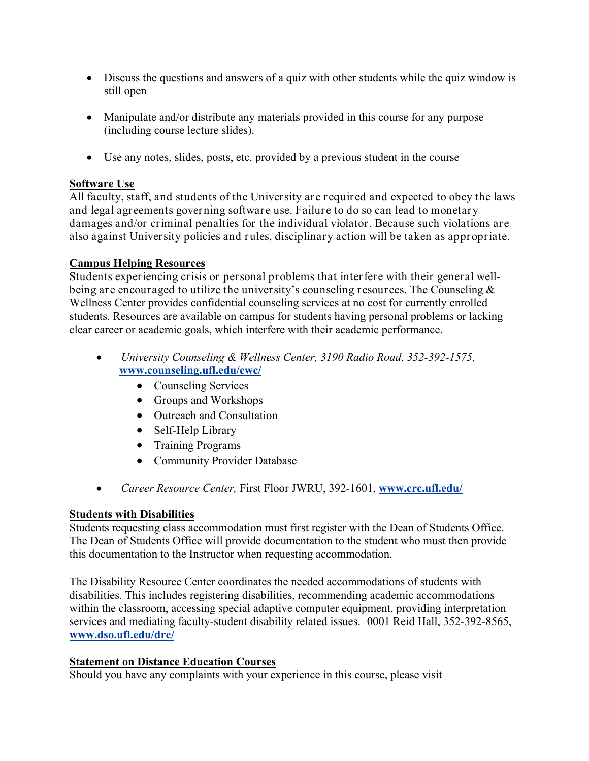- Discuss the questions and answers of a quiz with other students while the quiz window is still open

- Manipulate and/or distribute any materials provided in this course for any purpose (including course lecture slides).

- Use <u>any</u> notes, slides, posts, etc. provided by a previous student in the course

**<u>Software Use</u>**
All faculty, staff, and students of the University are required and expected to obey the laws and legal agreements governing software use. Failure to do so can lead to monetary damages and/or criminal penalties for the individual violator. Because such violations are also against University policies and rules, disciplinary action will be taken as appropriate.

**<u>Campus Helping Resources</u>**
Students experiencing crisis or personal problems that interfere with their general well-being are encouraged to utilize the university's counseling resources. The Counseling & Wellness Center provides confidential counseling services at no cost for currently enrolled students. Resources are available on campus for students having personal problems or lacking clear career or academic goals, which interfere with their academic performance.

- *University Counseling & Wellness Center, 3190 Radio Road, 352-392-1575,* **[www.counseling.ufl.edu/cwc/](www.counseling.ufl.edu/cwc/)**
  - Counseling Services
  - Groups and Workshops
  - Outreach and Consultation
  - Self-Help Library
  - Training Programs
  - Community Provider Database

- *Career Resource Center,* First Floor JWRU, 392-1601, **[www.crc.ufl.edu/](www.crc.ufl.edu/)**

**<u>Students with Disabilities</u>**
Students requesting class accommodation must first register with the Dean of Students Office. The Dean of Students Office will provide documentation to the student who must then provide this documentation to the Instructor when requesting accommodation.

The Disability Resource Center coordinates the needed accommodations of students with disabilities. This includes registering disabilities, recommending academic accommodations within the classroom, accessing special adaptive computer equipment, providing interpretation services and mediating faculty-student disability related issues. 0001 Reid Hall, 352-392-8565, **[www.dso.ufl.edu/drc/](www.dso.ufl.edu/drc/)**

**<u>Statement on Distance Education Courses</u>**
Should you have any complaints with your experience in this course, please visit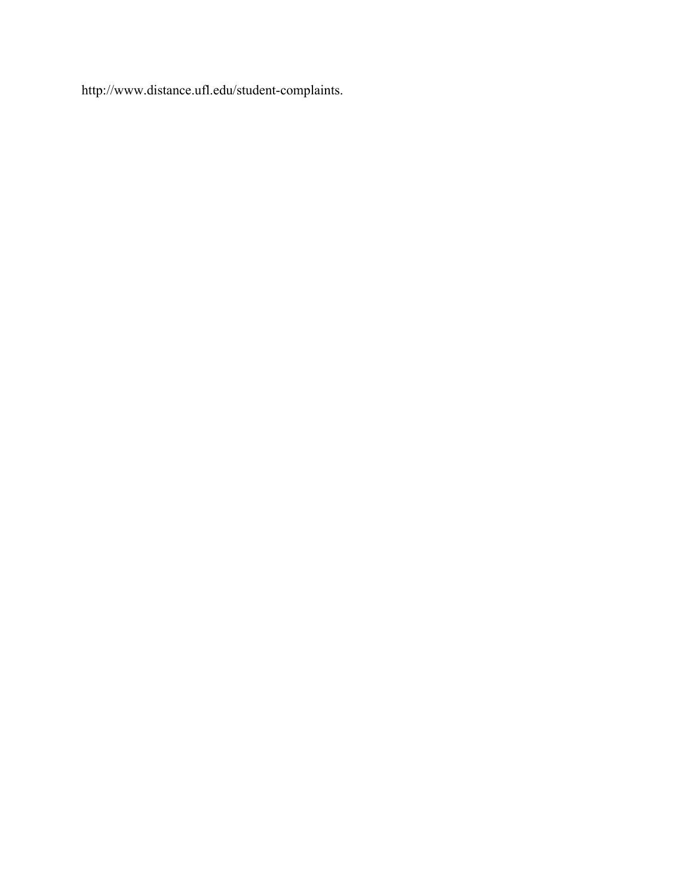http://www.distance.ufl.edu/student-complaints.